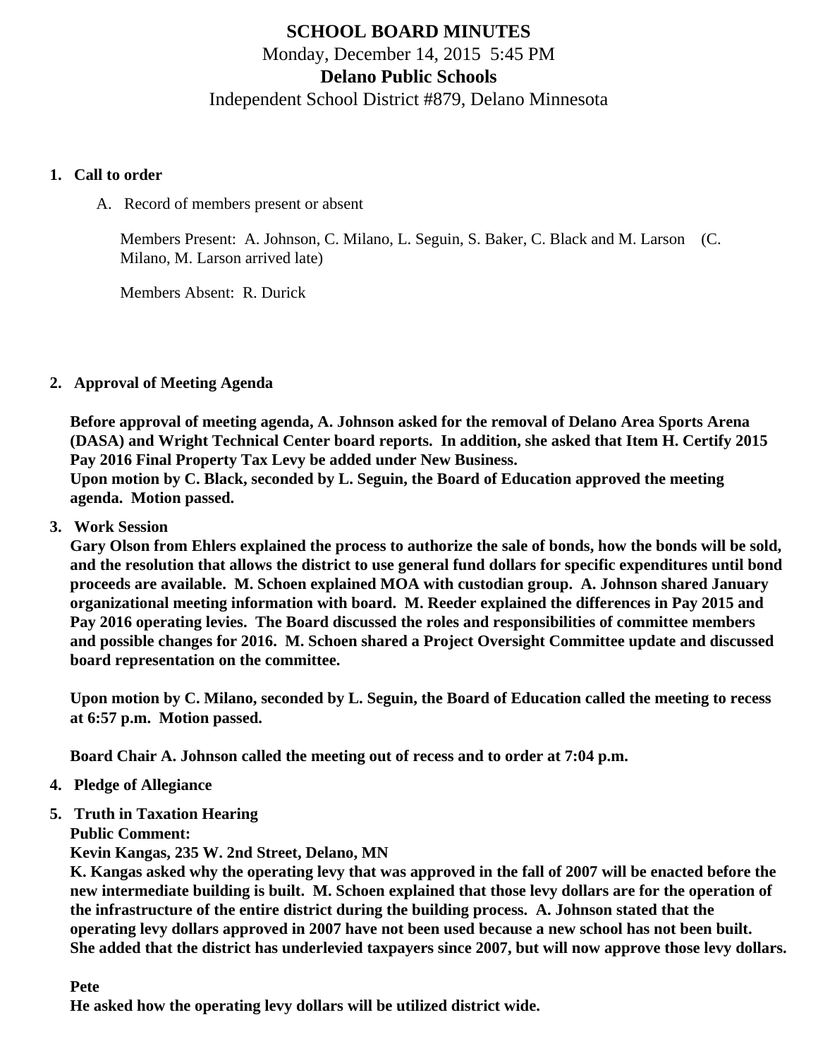# SCHOOL BOARD MINUTES

Monday, December 14, 2015 5:45 PM

**Delano Public Schools**

Independent School District #879, Delano Minnesota

1. **Call to order**

   A. Record of members present or absent

   Members Present: A. Johnson, C. Milano, L. Seguin, S. Baker, C. Black and M. Larson (C. Milano, M. Larson arrived late)

   Members Absent: R. Durick

2. **Approval of Meeting Agenda**

   **Before approval of meeting agenda, A. Johnson asked for the removal of Delano Area Sports Arena (DASA) and Wright Technical Center board reports. In addition, she asked that Item H. Certify 2015 Pay 2016 Final Property Tax Levy be added under New Business.**
   **Upon motion by C. Black, seconded by L. Seguin, the Board of Education approved the meeting agenda. Motion passed.**

3. **Work Session**

   **Gary Olson from Ehlers explained the process to authorize the sale of bonds, how the bonds will be sold, and the resolution that allows the district to use general fund dollars for specific expenditures until bond proceeds are available. M. Schoen explained MOA with custodian group. A. Johnson shared January organizational meeting information with board. M. Reeder explained the differences in Pay 2015 and Pay 2016 operating levies. The Board discussed the roles and responsibilities of committee members and possible changes for 2016. M. Schoen shared a Project Oversight Committee update and discussed board representation on the committee.**

   **Upon motion by C. Milano, seconded by L. Seguin, the Board of Education called the meeting to recess at 6:57 p.m. Motion passed.**

   **Board Chair A. Johnson called the meeting out of recess and to order at 7:04 p.m.**

4. **Pledge of Allegiance**

5. **Truth in Taxation Hearing**

   **Public Comment:**

   **Kevin Kangas, 235 W. 2nd Street, Delano, MN**

   **K. Kangas asked why the operating levy that was approved in the fall of 2007 will be enacted before the new intermediate building is built. M. Schoen explained that those levy dollars are for the operation of the infrastructure of the entire district during the building process. A. Johnson stated that the operating levy dollars approved in 2007 have not been used because a new school has not been built. She added that the district has underlevied taxpayers since 2007, but will now approve those levy dollars.**

   **Pete**

   **He asked how the operating levy dollars will be utilized district wide.**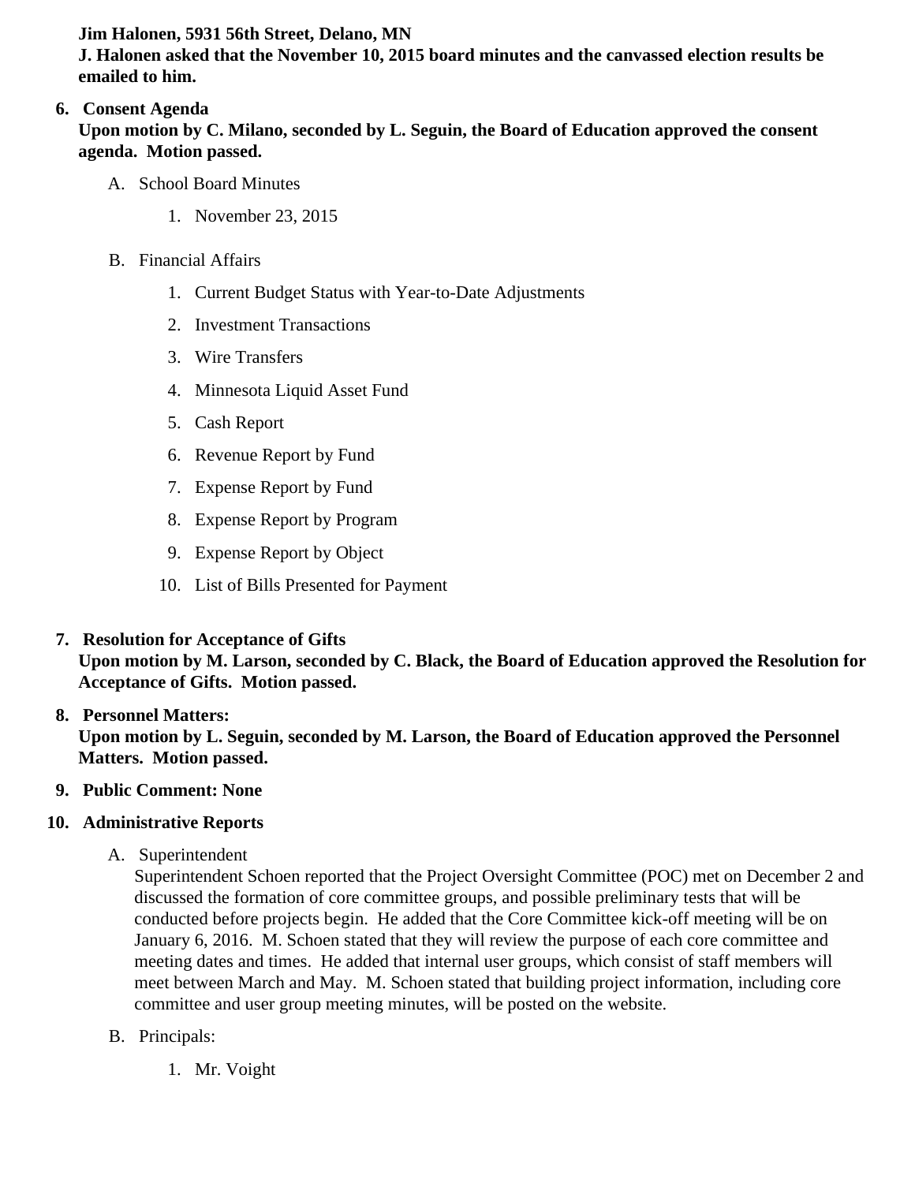**Jim Halonen, 5931 56th Street, Delano, MN**
**J. Halonen asked that the November 10, 2015 board minutes and the canvassed election results be emailed to him.**

6. **Consent Agenda**
   **Upon motion by C. Milano, seconded by L. Seguin, the Board of Education approved the consent agenda. Motion passed.**

   A. School Board Minutes

      1. November 23, 2015

   B. Financial Affairs

      1. Current Budget Status with Year-to-Date Adjustments
      2. Investment Transactions
      3. Wire Transfers
      4. Minnesota Liquid Asset Fund
      5. Cash Report
      6. Revenue Report by Fund
      7. Expense Report by Fund
      8. Expense Report by Program
      9. Expense Report by Object
      10. List of Bills Presented for Payment

7. **Resolution for Acceptance of Gifts**
   **Upon motion by M. Larson, seconded by C. Black, the Board of Education approved the Resolution for Acceptance of Gifts. Motion passed.**

8. **Personnel Matters:**
   **Upon motion by L. Seguin, seconded by M. Larson, the Board of Education approved the Personnel Matters. Motion passed.**

9. **Public Comment: None**

10. **Administrative Reports**

    A. Superintendent
       Superintendent Schoen reported that the Project Oversight Committee (POC) met on December 2 and discussed the formation of core committee groups, and possible preliminary tests that will be conducted before projects begin. He added that the Core Committee kick-off meeting will be on January 6, 2016. M. Schoen stated that they will review the purpose of each core committee and meeting dates and times. He added that internal user groups, which consist of staff members will meet between March and May. M. Schoen stated that building project information, including core committee and user group meeting minutes, will be posted on the website.

    B. Principals:

       1. Mr. Voight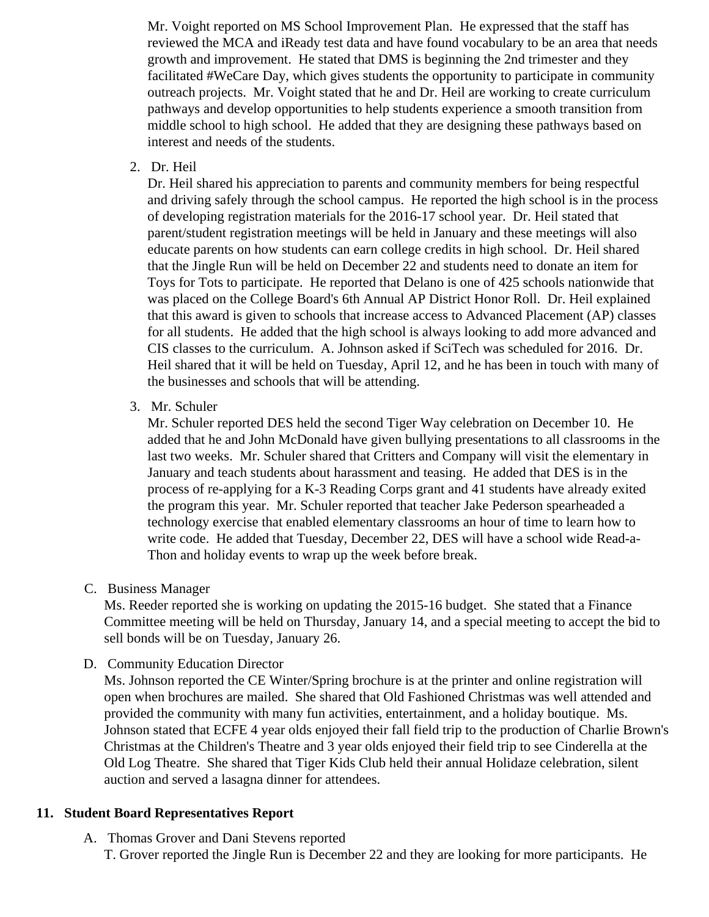Mr. Voight reported on MS School Improvement Plan. He expressed that the staff has reviewed the MCA and iReady test data and have found vocabulary to be an area that needs growth and improvement. He stated that DMS is beginning the 2nd trimester and they facilitated #WeCare Day, which gives students the opportunity to participate in community outreach projects. Mr. Voight stated that he and Dr. Heil are working to create curriculum pathways and develop opportunities to help students experience a smooth transition from middle school to high school. He added that they are designing these pathways based on interest and needs of the students.

2. Dr. Heil

   Dr. Heil shared his appreciation to parents and community members for being respectful and driving safely through the school campus. He reported the high school is in the process of developing registration materials for the 2016-17 school year. Dr. Heil stated that parent/student registration meetings will be held in January and these meetings will also educate parents on how students can earn college credits in high school. Dr. Heil shared that the Jingle Run will be held on December 22 and students need to donate an item for Toys for Tots to participate. He reported that Delano is one of 425 schools nationwide that was placed on the College Board's 6th Annual AP District Honor Roll. Dr. Heil explained that this award is given to schools that increase access to Advanced Placement (AP) classes for all students. He added that the high school is always looking to add more advanced and CIS classes to the curriculum. A. Johnson asked if SciTech was scheduled for 2016. Dr. Heil shared that it will be held on Tuesday, April 12, and he has been in touch with many of the businesses and schools that will be attending.

3. Mr. Schuler

   Mr. Schuler reported DES held the second Tiger Way celebration on December 10. He added that he and John McDonald have given bullying presentations to all classrooms in the last two weeks. Mr. Schuler shared that Critters and Company will visit the elementary in January and teach students about harassment and teasing. He added that DES is in the process of re-applying for a K-3 Reading Corps grant and 41 students have already exited the program this year. Mr. Schuler reported that teacher Jake Pederson spearheaded a technology exercise that enabled elementary classrooms an hour of time to learn how to write code. He added that Tuesday, December 22, DES will have a school wide Read-a-Thon and holiday events to wrap up the week before break.

C. Business Manager

   Ms. Reeder reported she is working on updating the 2015-16 budget. She stated that a Finance Committee meeting will be held on Thursday, January 14, and a special meeting to accept the bid to sell bonds will be on Tuesday, January 26.

D. Community Education Director

   Ms. Johnson reported the CE Winter/Spring brochure is at the printer and online registration will open when brochures are mailed. She shared that Old Fashioned Christmas was well attended and provided the community with many fun activities, entertainment, and a holiday boutique. Ms. Johnson stated that ECFE 4 year olds enjoyed their fall field trip to the production of Charlie Brown's Christmas at the Children's Theatre and 3 year olds enjoyed their field trip to see Cinderella at the Old Log Theatre. She shared that Tiger Kids Club held their annual Holidaze celebration, silent auction and served a lasagna dinner for attendees.

## 11. Student Board Representatives Report

A. Thomas Grover and Dani Stevens reported

   T. Grover reported the Jingle Run is December 22 and they are looking for more participants. He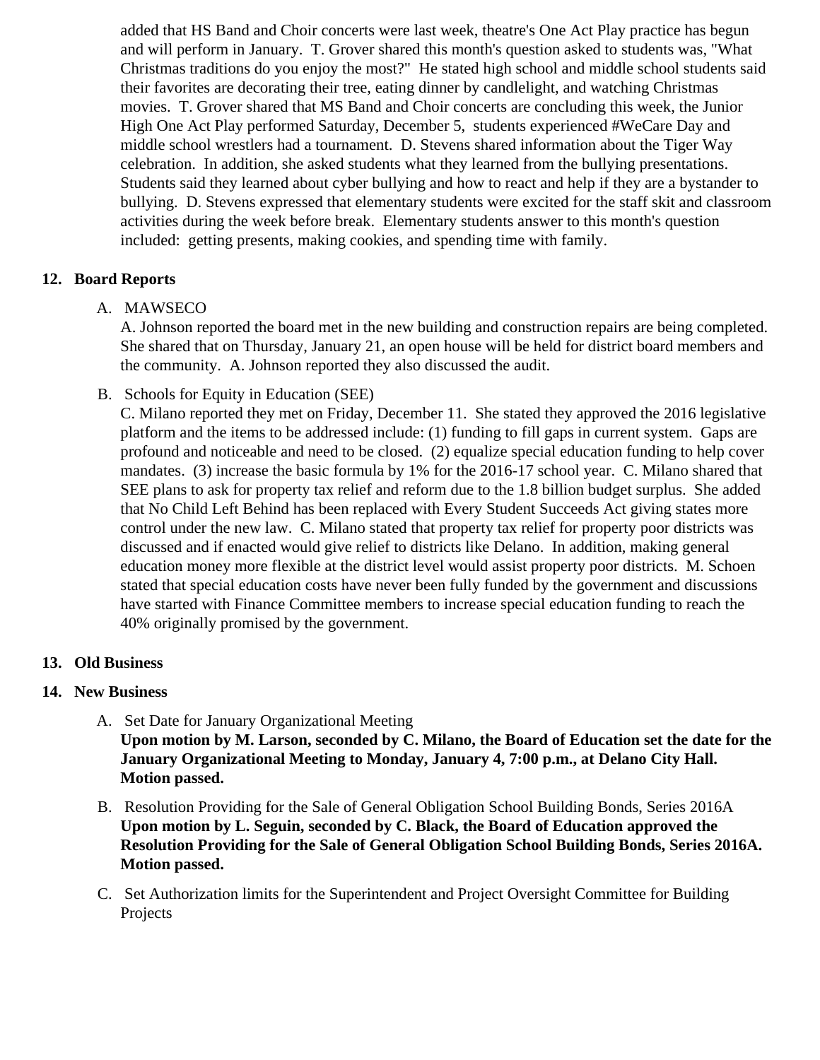added that HS Band and Choir concerts were last week, theatre's One Act Play practice has begun and will perform in January. T. Grover shared this month's question asked to students was, "What Christmas traditions do you enjoy the most?" He stated high school and middle school students said their favorites are decorating their tree, eating dinner by candlelight, and watching Christmas movies. T. Grover shared that MS Band and Choir concerts are concluding this week, the Junior High One Act Play performed Saturday, December 5, students experienced #WeCare Day and middle school wrestlers had a tournament. D. Stevens shared information about the Tiger Way celebration. In addition, she asked students what they learned from the bullying presentations. Students said they learned about cyber bullying and how to react and help if they are a bystander to bullying. D. Stevens expressed that elementary students were excited for the staff skit and classroom activities during the week before break. Elementary students answer to this month's question included: getting presents, making cookies, and spending time with family.

## 12. Board Reports

A. MAWSECO

A. Johnson reported the board met in the new building and construction repairs are being completed. She shared that on Thursday, January 21, an open house will be held for district board members and the community. A. Johnson reported they also discussed the audit.

B. Schools for Equity in Education (SEE)

C. Milano reported they met on Friday, December 11. She stated they approved the 2016 legislative platform and the items to be addressed include: (1) funding to fill gaps in current system. Gaps are profound and noticeable and need to be closed. (2) equalize special education funding to help cover mandates. (3) increase the basic formula by 1% for the 2016-17 school year. C. Milano shared that SEE plans to ask for property tax relief and reform due to the 1.8 billion budget surplus. She added that No Child Left Behind has been replaced with Every Student Succeeds Act giving states more control under the new law. C. Milano stated that property tax relief for property poor districts was discussed and if enacted would give relief to districts like Delano. In addition, making general education money more flexible at the district level would assist property poor districts. M. Schoen stated that special education costs have never been fully funded by the government and discussions have started with Finance Committee members to increase special education funding to reach the 40% originally promised by the government.

## 13. Old Business

## 14. New Business

A. Set Date for January Organizational Meeting

**Upon motion by M. Larson, seconded by C. Milano, the Board of Education set the date for the January Organizational Meeting to Monday, January 4, 7:00 p.m., at Delano City Hall. Motion passed.**

B. Resolution Providing for the Sale of General Obligation School Building Bonds, Series 2016A

**Upon motion by L. Seguin, seconded by C. Black, the Board of Education approved the Resolution Providing for the Sale of General Obligation School Building Bonds, Series 2016A. Motion passed.**

C. Set Authorization limits for the Superintendent and Project Oversight Committee for Building Projects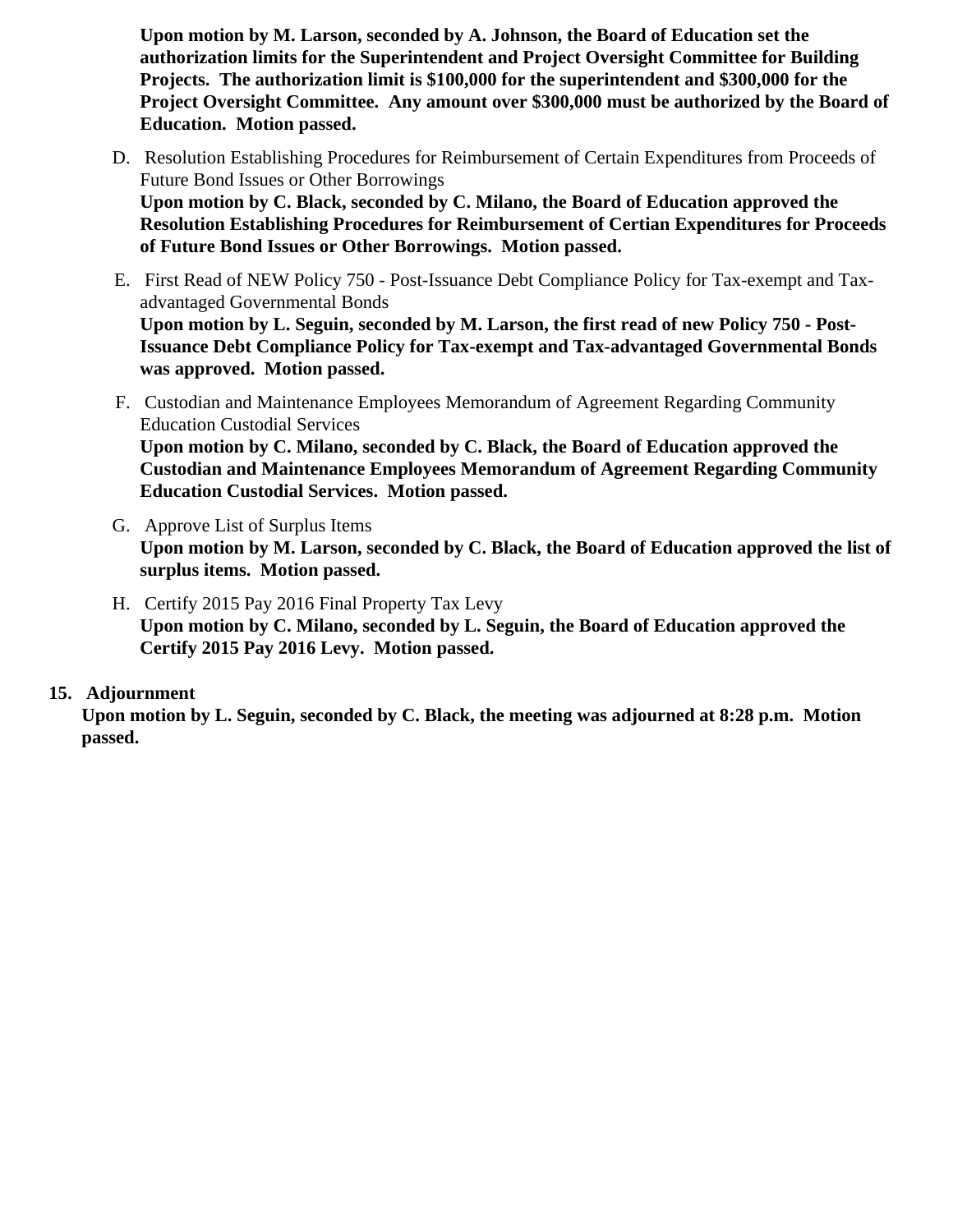**Upon motion by M. Larson, seconded by A. Johnson, the Board of Education set the authorization limits for the Superintendent and Project Oversight Committee for Building Projects. The authorization limit is $100,000 for the superintendent and $300,000 for the Project Oversight Committee. Any amount over $300,000 must be authorized by the Board of Education. Motion passed.**

D. Resolution Establishing Procedures for Reimbursement of Certain Expenditures from Proceeds of Future Bond Issues or Other Borrowings
**Upon motion by C. Black, seconded by C. Milano, the Board of Education approved the Resolution Establishing Procedures for Reimbursement of Certian Expenditures for Proceeds of Future Bond Issues or Other Borrowings. Motion passed.**

E. First Read of NEW Policy 750 - Post-Issuance Debt Compliance Policy for Tax-exempt and Tax-advantaged Governmental Bonds
**Upon motion by L. Seguin, seconded by M. Larson, the first read of new Policy 750 - Post-Issuance Debt Compliance Policy for Tax-exempt and Tax-advantaged Governmental Bonds was approved. Motion passed.**

F. Custodian and Maintenance Employees Memorandum of Agreement Regarding Community Education Custodial Services
**Upon motion by C. Milano, seconded by C. Black, the Board of Education approved the Custodian and Maintenance Employees Memorandum of Agreement Regarding Community Education Custodial Services. Motion passed.**

G. Approve List of Surplus Items
**Upon motion by M. Larson, seconded by C. Black, the Board of Education approved the list of surplus items. Motion passed.**

H. Certify 2015 Pay 2016 Final Property Tax Levy
**Upon motion by C. Milano, seconded by L. Seguin, the Board of Education approved the Certify 2015 Pay 2016 Levy. Motion passed.**

**15. Adjournment**

**Upon motion by L. Seguin, seconded by C. Black, the meeting was adjourned at 8:28 p.m. Motion passed.**